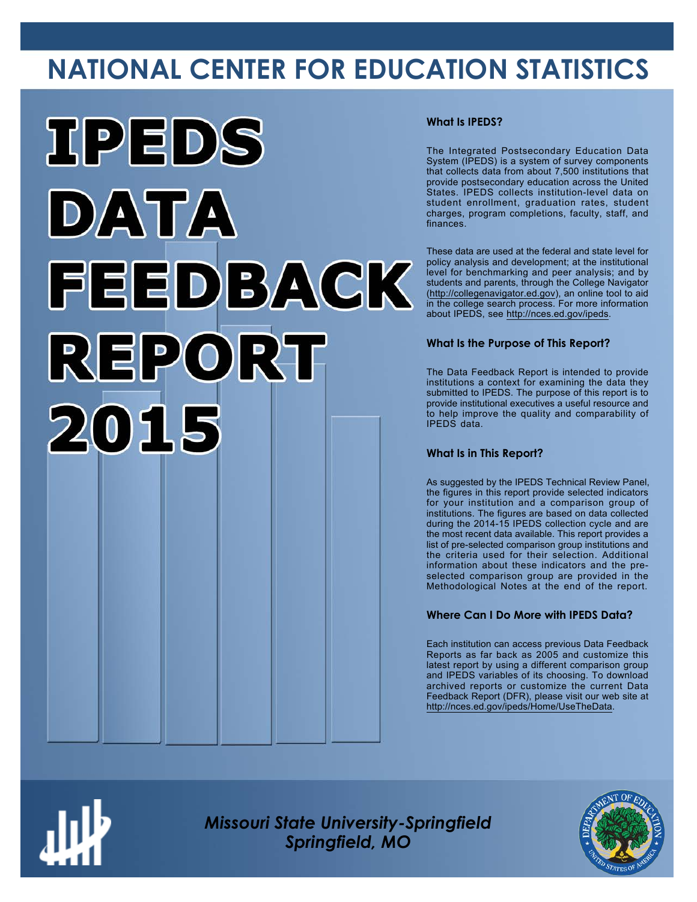# NATIONAL CENTER FOR EDUCATION STATISTICS

# IPEDS DATA FEEDBACK REPORT 2015

### What Is IPEDS?

The Integrated Postsecondary Education Data System (IPEDS) is a system of survey components that collects data from about 7,500 institutions that provide postsecondary education across the United States. IPEDS collects institution-level data on student enrollment, graduation rates, student charges, program completions, faculty, staff, and finances.

These data are used at the federal and state level for policy analysis and development; at the institutional level for benchmarking and peer analysis; and by students and parents, through the College Navigator (http://collegenavigator.ed.gov), an online tool to aid in the college search process. For more information about IPEDS, see http://nces.ed.gov/ipeds.

### What Is the Purpose of This Report?

The Data Feedback Report is intended to provide institutions a context for examining the data they submitted to IPEDS. The purpose of this report is to provide institutional executives a useful resource and to help improve the quality and comparability of IPEDS data.

### What Is in This Report?

As suggested by the IPEDS Technical Review Panel, the figures in this report provide selected indicators for your institution and a comparison group of institutions. The figures are based on data collected during the 2014-15 IPEDS collection cycle and are the most recent data available. This report provides a list of pre-selected comparison group institutions and the criteria used for their selection. Additional information about these indicators and the pre-selected comparison group are provided in the Methodological Notes at the end of the report.

### Where Can I Do More with IPEDS Data?

Each institution can access previous Data Feedback Reports as far back as 2005 and customize this latest report by using a different comparison group and IPEDS variables of its choosing. To download archived reports or customize the current Data Feedback Report (DFR), please visit our web site at http://nces.ed.gov/ipeds/Home/UseTheData.

*Missouri State University-Springfield*
*Springfield, MO*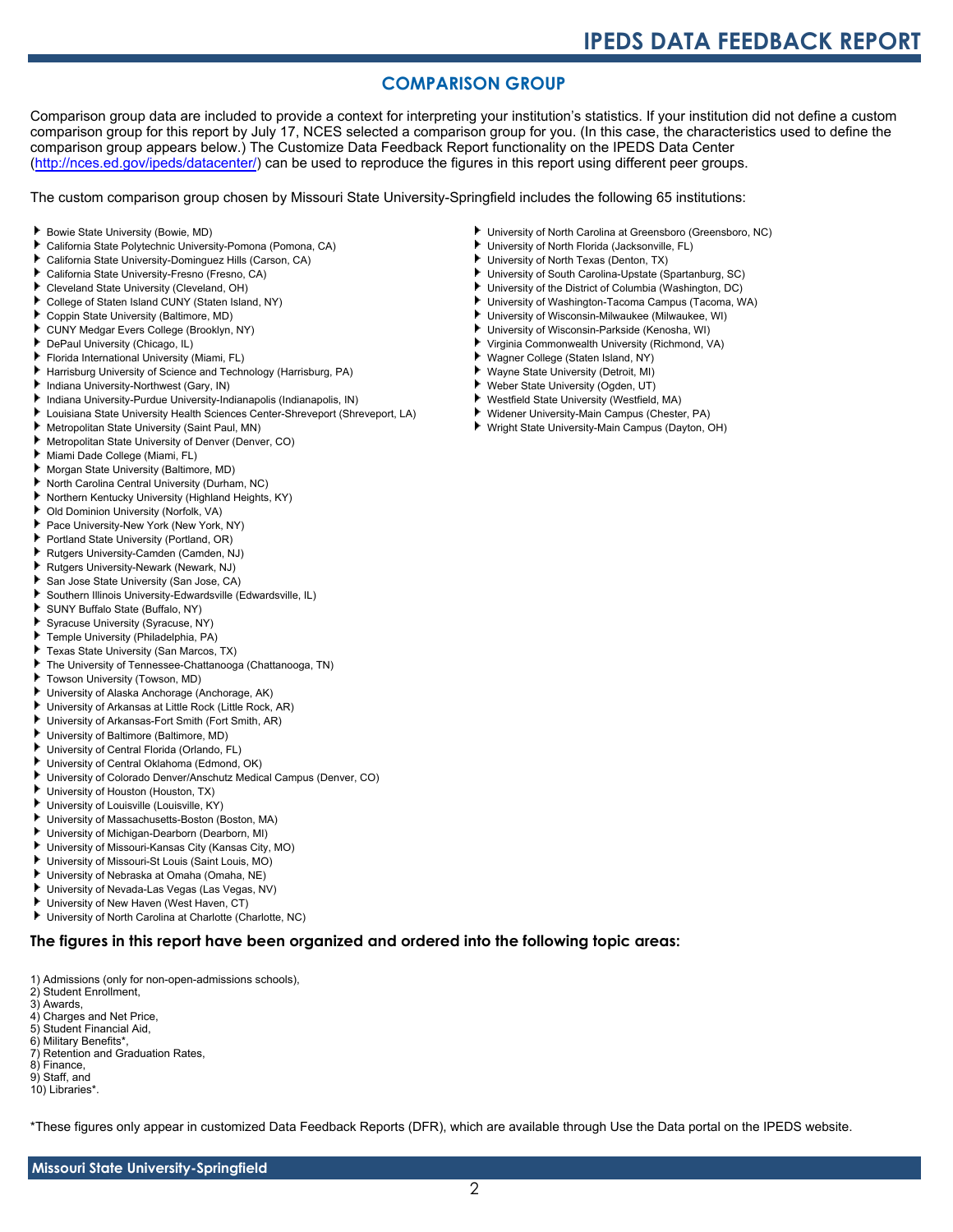## COMPARISON GROUP

Comparison group data are included to provide a context for interpreting your institution's statistics. If your institution did not define a custom comparison group for this report by July 17, NCES selected a comparison group for you. (In this case, the characteristics used to define the comparison group appears below.) The Customize Data Feedback Report functionality on the IPEDS Data Center (http://nces.ed.gov/ipeds/datacenter/) can be used to reproduce the figures in this report using different peer groups.

The custom comparison group chosen by Missouri State University-Springfield includes the following 65 institutions:

- Bowie State University (Bowie, MD)
- California State Polytechnic University-Pomona (Pomona, CA)
- California State University-Dominguez Hills (Carson, CA)
- California State University-Fresno (Fresno, CA)
- Cleveland State University (Cleveland, OH)
- College of Staten Island CUNY (Staten Island, NY)
- Coppin State University (Baltimore, MD)
- CUNY Medgar Evers College (Brooklyn, NY)
- DePaul University (Chicago, IL)
- Florida International University (Miami, FL)
- Harrisburg University of Science and Technology (Harrisburg, PA)
- Indiana University-Northwest (Gary, IN)
- Indiana University-Purdue University-Indianapolis (Indianapolis, IN)
- Louisiana State University Health Sciences Center-Shreveport (Shreveport, LA)
- Metropolitan State University (Saint Paul, MN)
- Metropolitan State University of Denver (Denver, CO)
- Miami Dade College (Miami, FL)
- Morgan State University (Baltimore, MD)
- North Carolina Central University (Durham, NC)
- Northern Kentucky University (Highland Heights, KY)
- Old Dominion University (Norfolk, VA)
- Pace University-New York (New York, NY)
- Portland State University (Portland, OR)
- Rutgers University-Camden (Camden, NJ)
- Rutgers University-Newark (Newark, NJ)
- San Jose State University (San Jose, CA)
- Southern Illinois University-Edwardsville (Edwardsville, IL)
- SUNY Buffalo State (Buffalo, NY)
- Syracuse University (Syracuse, NY)
- Temple University (Philadelphia, PA)
- Texas State University (San Marcos, TX)
- The University of Tennessee-Chattanooga (Chattanooga, TN)
- Towson University (Towson, MD)
- University of Alaska Anchorage (Anchorage, AK)
- University of Arkansas at Little Rock (Little Rock, AR)
- University of Arkansas-Fort Smith (Fort Smith, AR)
- University of Baltimore (Baltimore, MD)
- University of Central Florida (Orlando, FL)
- University of Central Oklahoma (Edmond, OK)
- University of Colorado Denver/Anschutz Medical Campus (Denver, CO)
- University of Houston (Houston, TX)
- University of Louisville (Louisville, KY)
- University of Massachusetts-Boston (Boston, MA)
- University of Michigan-Dearborn (Dearborn, MI)
- University of Missouri-Kansas City (Kansas City, MO)
- University of Missouri-St Louis (Saint Louis, MO)
- University of Nebraska at Omaha (Omaha, NE)
- University of Nevada-Las Vegas (Las Vegas, NV)
- University of New Haven (West Haven, CT)
- University of North Carolina at Charlotte (Charlotte, NC)
- University of North Carolina at Greensboro (Greensboro, NC)
- University of North Florida (Jacksonville, FL)
- University of North Texas (Denton, TX)
- University of South Carolina-Upstate (Spartanburg, SC)
- University of the District of Columbia (Washington, DC)
- University of Washington-Tacoma Campus (Tacoma, WA)
- University of Wisconsin-Milwaukee (Milwaukee, WI)
- University of Wisconsin-Parkside (Kenosha, WI)
- Virginia Commonwealth University (Richmond, VA)
- Wagner College (Staten Island, NY)
- Wayne State University (Detroit, MI)
- Weber State University (Ogden, UT)
- Westfield State University (Westfield, MA)
- Widener University-Main Campus (Chester, PA)
- Wright State University-Main Campus (Dayton, OH)

### The figures in this report have been organized and ordered into the following topic areas:

1) Admissions (only for non-open-admissions schools),
2) Student Enrollment,
3) Awards,
4) Charges and Net Price,
5) Student Financial Aid,
6) Military Benefits*,
7) Retention and Graduation Rates,
8) Finance,
9) Staff, and
10) Libraries*.

*These figures only appear in customized Data Feedback Reports (DFR), which are available through Use the Data portal on the IPEDS website.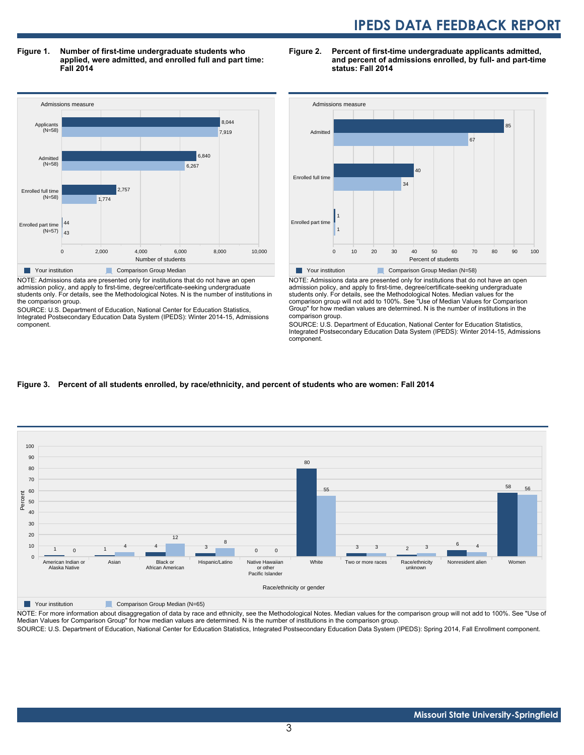Figure 1. Number of first-time undergraduate students who applied, were admitted, and enrolled full and part time: Fall 2014

| Admissions measure | Your institution | Comparison Group Median |
|---|---|---|
| Applicants (N=58) | 8,044 | 7,919 |
| Admitted (N=58) | 6,840 | 6,267 |
| Enrolled full time (N=58) | 2,757 | 1,774 |
| Enrolled part time (N=57) | 44 | 43 |

NOTE: Admissions data are presented only for institutions that do not have an open admission policy, and apply to first-time, degree/certificate-seeking undergraduate students only. For details, see the Methodological Notes. N is the number of institutions in the comparison group.

SOURCE: U.S. Department of Education, National Center for Education Statistics, Integrated Postsecondary Education Data System (IPEDS): Winter 2014-15, Admissions component.

Figure 2. Percent of first-time undergraduate applicants admitted, and percent of admissions enrolled, by full- and part-time status: Fall 2014

| Admissions measure | Your institution | Comparison Group Median (N=58) |
|---|---|---|
| Admitted | 85 | 67 |
| Enrolled full time | 40 | 34 |
| Enrolled part time | 1 | 1 |

NOTE: Admissions data are presented only for institutions that do not have an open admission policy, and apply to first-time, degree/certificate-seeking undergraduate students only. For details, see the Methodological Notes. Median values for the comparison group will not add to 100%. See "Use of Median Values for Comparison Group" for how median values are determined. N is the number of institutions in the comparison group.

SOURCE: U.S. Department of Education, National Center for Education Statistics, Integrated Postsecondary Education Data System (IPEDS): Winter 2014-15, Admissions component.

Figure 3. Percent of all students enrolled, by race/ethnicity, and percent of students who are women: Fall 2014

| Race/ethnicity or gender | Your institution | Comparison Group Median (N=65) |
|---|---|---|
| American Indian or Alaska Native | 1 | 0 |
| Asian | 1 | 4 |
| Black or African American | 4 | 12 |
| Hispanic/Latino | 3 | 8 |
| Native Hawaiian or other Pacific Islander | 0 | 0 |
| White | 80 | 55 |
| Two or more races | 3 | 3 |
| Race/ethnicity unknown | 2 | 3 |
| Nonresident alien | 6 | 4 |
| Women | 58 | 56 |

NOTE: For more information about disaggregation of data by race and ethnicity, see the Methodological Notes. Median values for the comparison group will not add to 100%. See "Use of Median Values for Comparison Group" for how median values are determined. N is the number of institutions in the comparison group.

SOURCE: U.S. Department of Education, National Center for Education Statistics, Integrated Postsecondary Education Data System (IPEDS): Spring 2014, Fall Enrollment component.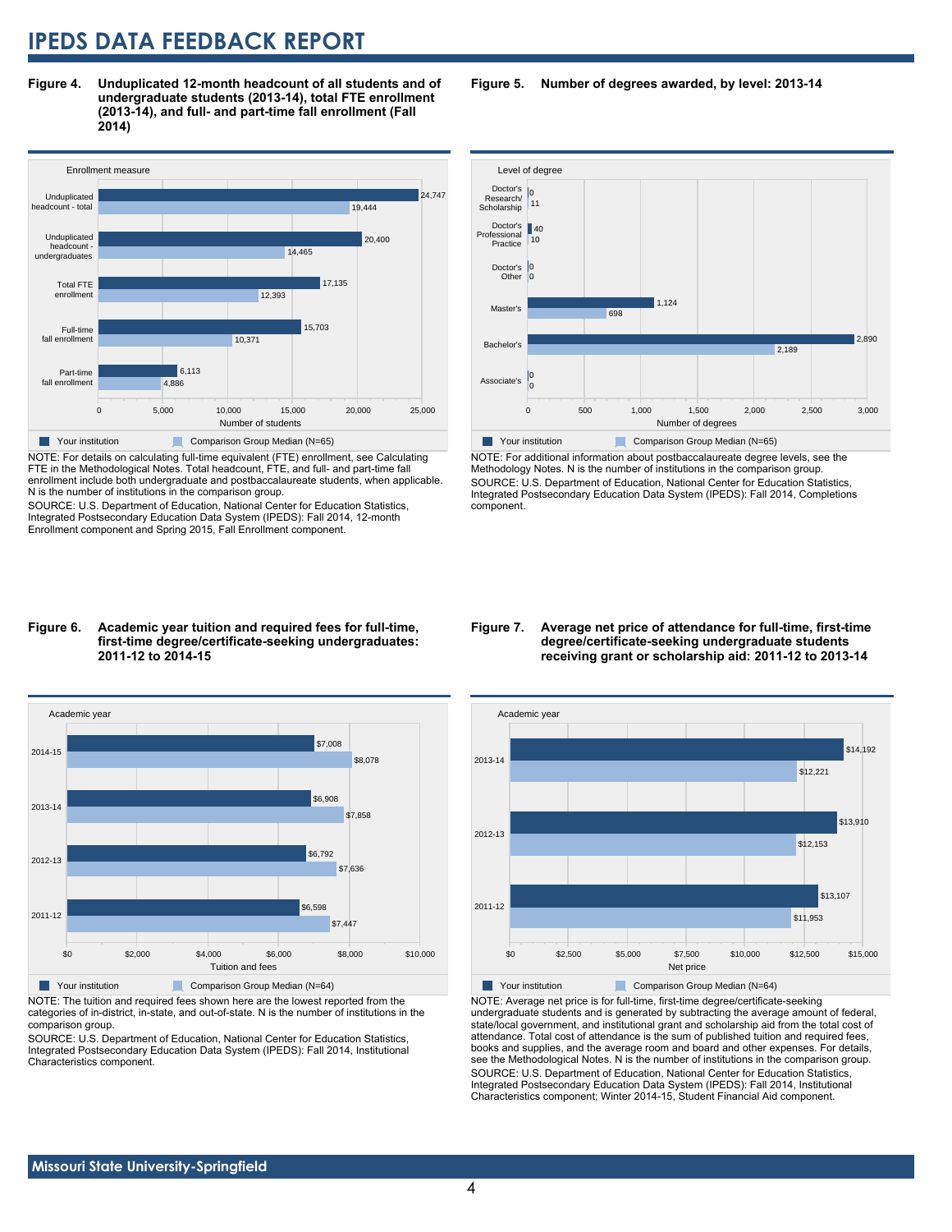**Figure 4. Unduplicated 12-month headcount of all students and of undergraduate students (2013-14), total FTE enrollment (2013-14), and full- and part-time fall enrollment (Fall 2014)**

| Enrollment measure | Your institution | Comparison Group Median (N=65) |
|---|---|---|
| Unduplicated headcount - total | 24,747 | 19,444 |
| Unduplicated headcount - undergraduates | 20,400 | 14,465 |
| Total FTE enrollment | 17,135 | 12,393 |
| Full-time fall enrollment | 15,703 | 10,371 |
| Part-time fall enrollment | 6,113 | 4,886 |

NOTE: For details on calculating full-time equivalent (FTE) enrollment, see Calculating FTE in the Methodological Notes. Total headcount, FTE, and full- and part-time fall enrollment include both undergraduate and postbaccalaureate students, when applicable. N is the number of institutions in the comparison group.

SOURCE: U.S. Department of Education, National Center for Education Statistics, Integrated Postsecondary Education Data System (IPEDS): Fall 2014, 12-month Enrollment component and Spring 2015, Fall Enrollment component.

**Figure 5. Number of degrees awarded, by level: 2013-14**

| Level of degree | Your institution | Comparison Group Median (N=65) |
|---|---|---|
| Doctor's Research/ Scholarship | 0 | 11 |
| Doctor's Professional Practice | 40 | 10 |
| Doctor's Other | 0 | 0 |
| Master's | 1,124 | 698 |
| Bachelor's | 2,890 | 2,189 |
| Associate's | 0 | 0 |

NOTE: For additional information about postbaccalaureate degree levels, see the Methodology Notes. N is the number of institutions in the comparison group.

SOURCE: U.S. Department of Education, National Center for Education Statistics, Integrated Postsecondary Education Data System (IPEDS): Fall 2014, Completions component.

**Figure 6. Academic year tuition and required fees for full-time, first-time degree/certificate-seeking undergraduates: 2011-12 to 2014-15**

| Academic year | Your institution | Comparison Group Median (N=64) |
|---|---|---|
| 2014-15 | $7,008 | $8,078 |
| 2013-14 | $6,908 | $7,858 |
| 2012-13 | $6,792 | $7,636 |
| 2011-12 | $6,598 | $7,447 |

NOTE: The tuition and required fees shown here are the lowest reported from the categories of in-district, in-state, and out-of-state. N is the number of institutions in the comparison group.

SOURCE: U.S. Department of Education, National Center for Education Statistics, Integrated Postsecondary Education Data System (IPEDS): Fall 2014, Institutional Characteristics component.

**Figure 7. Average net price of attendance for full-time, first-time degree/certificate-seeking undergraduate students receiving grant or scholarship aid: 2011-12 to 2013-14**

| Academic year | Your institution | Comparison Group Median (N=64) |
|---|---|---|
| 2013-14 | $14,192 | $12,221 |
| 2012-13 | $13,910 | $12,153 |
| 2011-12 | $13,107 | $11,953 |

NOTE: Average net price is for full-time, first-time degree/certificate-seeking undergraduate students and is generated by subtracting the average amount of federal, state/local government, and institutional grant and scholarship aid from the total cost of attendance. Total cost of attendance is the sum of published tuition and required fees, books and supplies, and the average room and board and other expenses. For details, see the Methodological Notes. N is the number of institutions in the comparison group.

SOURCE: U.S. Department of Education, National Center for Education Statistics, Integrated Postsecondary Education Data System (IPEDS): Fall 2014, Institutional Characteristics component; Winter 2014-15, Student Financial Aid component.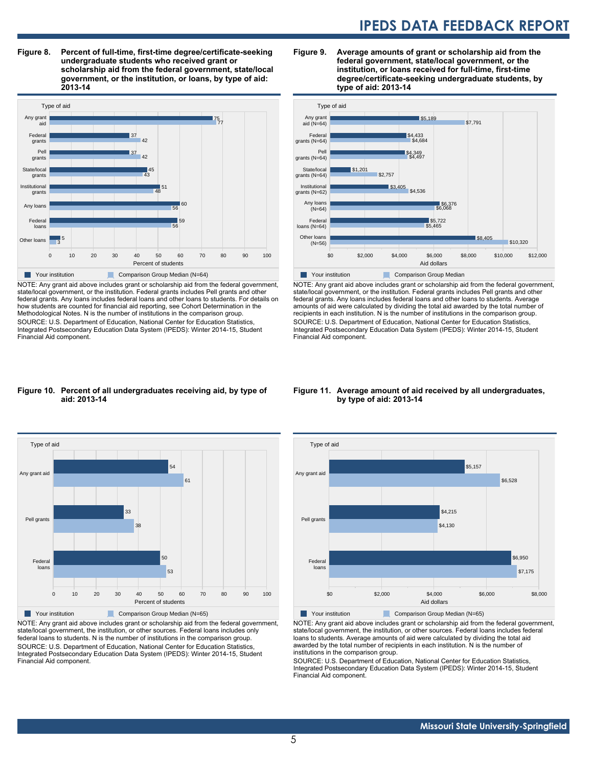**Figure 8. Percent of full-time, first-time degree/certificate-seeking undergraduate students who received grant or scholarship aid from the federal government, state/local government, or the institution, or loans, by type of aid: 2013-14**

| Type of aid | Your institution | Comparison Group Median (N=64) |
|---|---|---|
| Any grant aid | 75 | 77 |
| Federal grants | 37 | 42 |
| Pell grants | 37 | 42 |
| State/local grants | 45 | 43 |
| Institutional grants | 51 | 48 |
| Any loans | 60 | 56 |
| Federal loans | 59 | 56 |
| Other loans | 5 | 3 |

NOTE: Any grant aid above includes grant or scholarship aid from the federal government, state/local government, or the institution. Federal grants includes Pell grants and other federal grants. Any loans includes federal loans and other loans to students. For details on how students are counted for financial aid reporting, see Cohort Determination in the Methodological Notes. N is the number of institutions in the comparison group.

SOURCE: U.S. Department of Education, National Center for Education Statistics, Integrated Postsecondary Education Data System (IPEDS): Winter 2014-15, Student Financial Aid component.

**Figure 9. Average amounts of grant or scholarship aid from the federal government, state/local government, or the institution, or loans received for full-time, first-time degree/certificate-seeking undergraduate students, by type of aid: 2013-14**

| Type of aid | Your institution | Comparison Group Median |
|---|---|---|
| Any grant aid (N=64) | $5,189 | $7,791 |
| Federal grants (N=64) | $4,433 | $4,684 |
| Pell grants (N=64) | $4,349 | $4,497 |
| State/local grants (N=64) | $1,201 | $2,757 |
| Institutional grants (N=62) | $3,405 | $4,536 |
| Any loans (N=64) | $6,376 | $6,068 |
| Federal loans (N=64) | $5,722 | $5,465 |
| Other loans (N=56) | $8,405 | $10,320 |

NOTE: Any grant aid above includes grant or scholarship aid from the federal government, state/local government, or the institution. Federal grants includes Pell grants and other federal grants. Any loans includes federal loans and other loans to students. Average amounts of aid were calculated by dividing the total aid awarded by the total number of recipients in each institution. N is the number of institutions in the comparison group.

SOURCE: U.S. Department of Education, National Center for Education Statistics, Integrated Postsecondary Education Data System (IPEDS): Winter 2014-15, Student Financial Aid component.

**Figure 10. Percent of all undergraduates receiving aid, by type of aid: 2013-14**

| Type of aid | Your institution | Comparison Group Median (N=65) |
|---|---|---|
| Any grant aid | 54 | 61 |
| Pell grants | 33 | 38 |
| Federal loans | 50 | 53 |

NOTE: Any grant aid above includes grant or scholarship aid from the federal government, state/local government, the institution, or other sources. Federal loans includes only federal loans to students. N is the number of institutions in the comparison group.

SOURCE: U.S. Department of Education, National Center for Education Statistics, Integrated Postsecondary Education Data System (IPEDS): Winter 2014-15, Student Financial Aid component.

**Figure 11. Average amount of aid received by all undergraduates, by type of aid: 2013-14**

| Type of aid | Your institution | Comparison Group Median (N=65) |
|---|---|---|
| Any grant aid | $5,157 | $6,528 |
| Pell grants | $4,215 | $4,130 |
| Federal loans | $6,950 | $7,175 |

NOTE: Any grant aid above includes grant or scholarship aid from the federal government, state/local government, the institution, or other sources. Federal loans includes federal loans to students. Average amounts of aid were calculated by dividing the total aid awarded by the total number of recipients in each institution. N is the number of institutions in the comparison group.

SOURCE: U.S. Department of Education, National Center for Education Statistics, Integrated Postsecondary Education Data System (IPEDS): Winter 2014-15, Student Financial Aid component.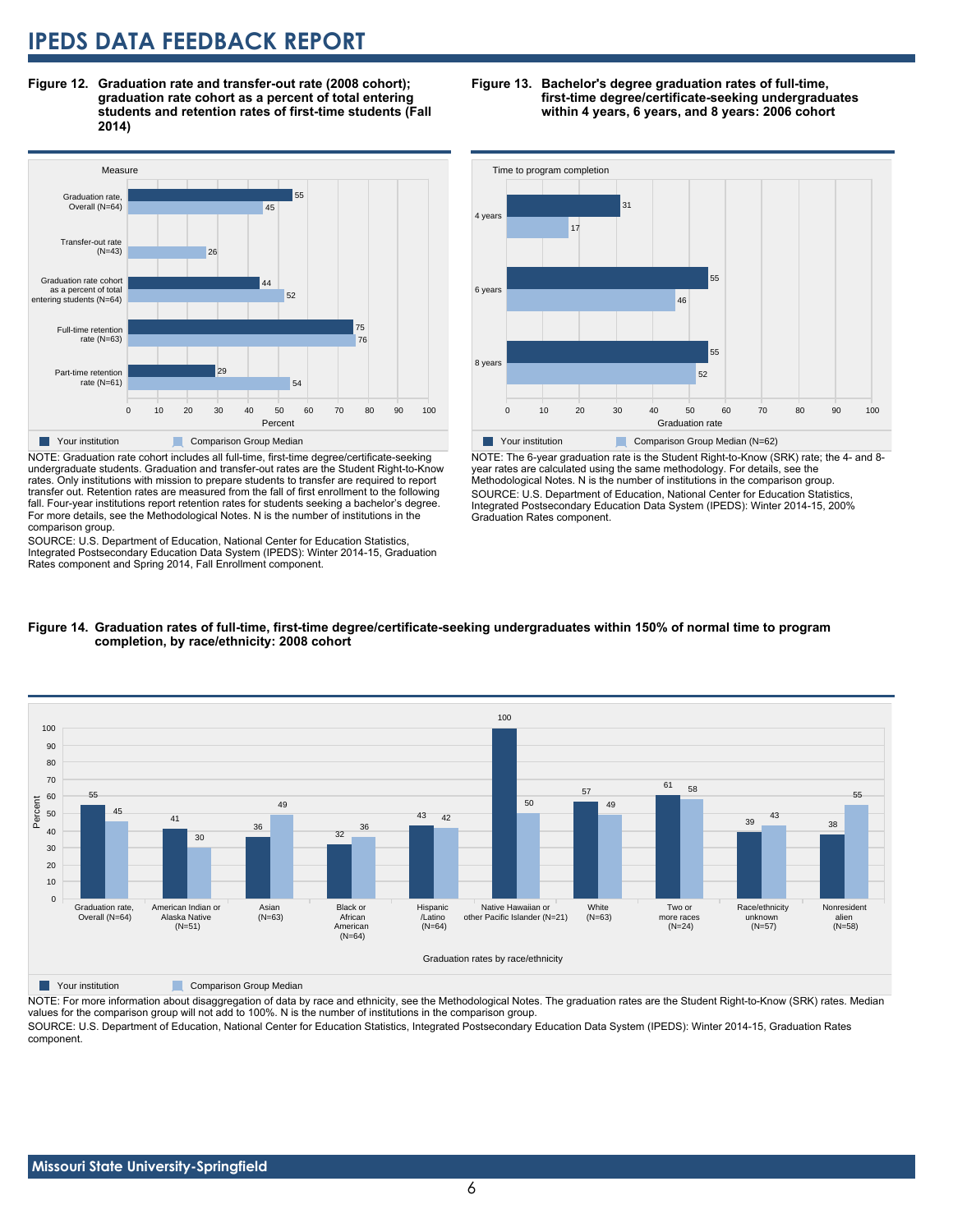# IPEDS DATA FEEDBACK REPORT

**Figure 12. Graduation rate and transfer-out rate (2008 cohort); graduation rate cohort as a percent of total entering students and retention rates of first-time students (Fall 2014)**

| Measure | Your institution | Comparison Group Median |
|---|---|---|
| Graduation rate, Overall (N=64) | 55 | 45 |
| Transfer-out rate (N=43) | | 26 |
| Graduation rate cohort as a percent of total entering students (N=64) | 44 | 52 |
| Full-time retention rate (N=63) | 75 | 76 |
| Part-time retention rate (N=61) | 29 | 54 |

NOTE: Graduation rate cohort includes all full-time, first-time degree/certificate-seeking undergraduate students. Graduation and transfer-out rates are the Student Right-to-Know rates. Only institutions with mission to prepare students to transfer are required to report transfer out. Retention rates are measured from the fall of first enrollment to the following fall. Four-year institutions report retention rates for students seeking a bachelor's degree. For more details, see the Methodological Notes. N is the number of institutions in the comparison group.

SOURCE: U.S. Department of Education, National Center for Education Statistics, Integrated Postsecondary Education Data System (IPEDS): Winter 2014-15, Graduation Rates component and Spring 2014, Fall Enrollment component.

**Figure 13. Bachelor's degree graduation rates of full-time, first-time degree/certificate-seeking undergraduates within 4 years, 6 years, and 8 years: 2006 cohort**

| Time to program completion | Your institution | Comparison Group Median (N=62) |
|---|---|---|
| 4 years | 31 | 17 |
| 6 years | 55 | 46 |
| 8 years | 55 | 52 |

NOTE: The 6-year graduation rate is the Student Right-to-Know (SRK) rate; the 4- and 8-year rates are calculated using the same methodology. For details, see the Methodological Notes. N is the number of institutions in the comparison group.

SOURCE: U.S. Department of Education, National Center for Education Statistics, Integrated Postsecondary Education Data System (IPEDS): Winter 2014-15, 200% Graduation Rates component.

**Figure 14. Graduation rates of full-time, first-time degree/certificate-seeking undergraduates within 150% of normal time to program completion, by race/ethnicity: 2008 cohort**

| Graduation rates by race/ethnicity | Your institution | Comparison Group Median |
|---|---|---|
| Graduation rate, Overall (N=64) | 55 | 45 |
| American Indian or Alaska Native (N=51) | 41 | 30 |
| Asian (N=63) | 36 | 49 |
| Black or African American (N=64) | 32 | 36 |
| Hispanic /Latino (N=64) | 43 | 42 |
| Native Hawaiian or other Pacific Islander (N=21) | 100 | 50 |
| White (N=63) | 57 | 49 |
| Two or more races (N=24) | 61 | 58 |
| Race/ethnicity unknown (N=57) | 39 | 43 |
| Nonresident alien (N=58) | 38 | 55 |

NOTE: For more information about disaggregation of data by race and ethnicity, see the Methodological Notes. The graduation rates are the Student Right-to-Know (SRK) rates. Median values for the comparison group will not add to 100%. N is the number of institutions in the comparison group.

SOURCE: U.S. Department of Education, National Center for Education Statistics, Integrated Postsecondary Education Data System (IPEDS): Winter 2014-15, Graduation Rates component.

Missouri State University-Springfield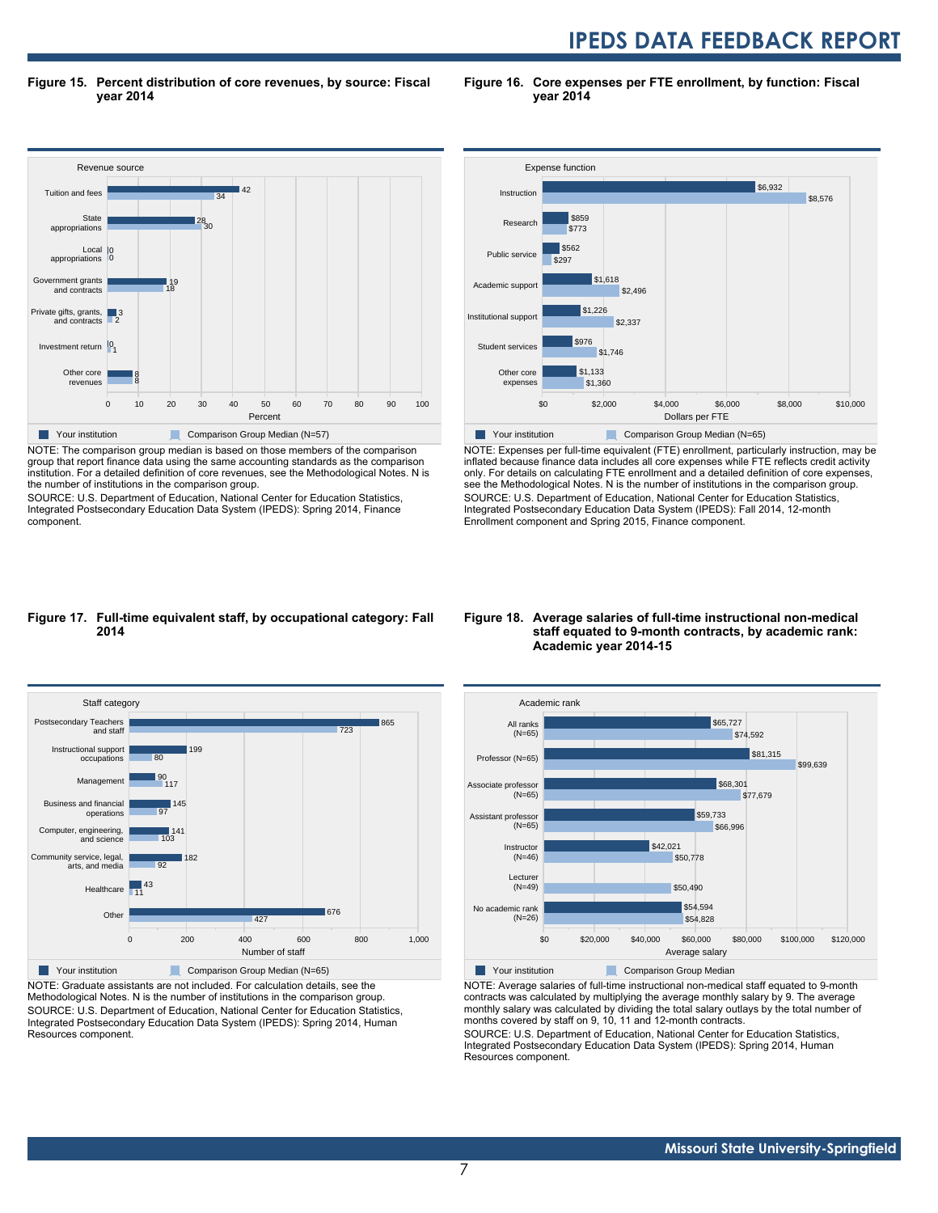**Figure 15. Percent distribution of core revenues, by source: Fiscal year 2014**

| Revenue source | Your institution | Comparison Group Median (N=57) |
|---|---|---|
| Tuition and fees | 42 | 34 |
| State appropriations | 28 | 30 |
| Local appropriations | 0 | 0 |
| Government grants and contracts | 19 | 18 |
| Private gifts, grants, and contracts | 3 | 2 |
| Investment return | 0 | 1 |
| Other core revenues | 8 | 8 |

NOTE: The comparison group median is based on those members of the comparison group that report finance data using the same accounting standards as the comparison institution. For a detailed definition of core revenues, see the Methodological Notes. N is the number of institutions in the comparison group.
SOURCE: U.S. Department of Education, National Center for Education Statistics, Integrated Postsecondary Education Data System (IPEDS): Spring 2014, Finance component.

**Figure 16. Core expenses per FTE enrollment, by function: Fiscal year 2014**

| Expense function | Your institution | Comparison Group Median (N=65) |
|---|---|---|
| Instruction | $6,932 | $8,576 |
| Research | $859 | $773 |
| Public service | $562 | $297 |
| Academic support | $1,618 | $2,496 |
| Institutional support | $1,226 | $2,337 |
| Student services | $976 | $1,746 |
| Other core expenses | $1,133 | $1,360 |

NOTE: Expenses per full-time equivalent (FTE) enrollment, particularly instruction, may be inflated because finance data includes all core expenses while FTE reflects credit activity only. For details on calculating FTE enrollment and a detailed definition of core expenses, see the Methodological Notes. N is the number of institutions in the comparison group.
SOURCE: U.S. Department of Education, National Center for Education Statistics, Integrated Postsecondary Education Data System (IPEDS): Fall 2014, 12-month Enrollment component and Spring 2015, Finance component.

**Figure 17. Full-time equivalent staff, by occupational category: Fall 2014**

| Staff category | Your institution | Comparison Group Median (N=65) |
|---|---|---|
| Postsecondary Teachers and staff | 865 | 723 |
| Instructional support occupations | 199 | 80 |
| Management | 90 | 117 |
| Business and financial operations | 145 | 97 |
| Computer, engineering, and science | 141 | 103 |
| Community service, legal, arts, and media | 182 | 92 |
| Healthcare | 43 | 11 |
| Other | 676 | 427 |

NOTE: Graduate assistants are not included. For calculation details, see the Methodological Notes. N is the number of institutions in the comparison group.
SOURCE: U.S. Department of Education, National Center for Education Statistics, Integrated Postsecondary Education Data System (IPEDS): Spring 2014, Human Resources component.

**Figure 18. Average salaries of full-time instructional non-medical staff equated to 9-month contracts, by academic rank: Academic year 2014-15**

| Academic rank | Your institution | Comparison Group Median |
|---|---|---|
| All ranks (N=65) | $65,727 | $74,592 |
| Professor (N=65) | $81,315 | $99,639 |
| Associate professor (N=65) | $68,301 | $77,679 |
| Assistant professor (N=65) | $59,733 | $66,996 |
| Instructor (N=46) | $42,021 | $50,778 |
| Lecturer (N=49) | | $50,490 |
| No academic rank (N=26) | $54,594 | $54,828 |

NOTE: Average salaries of full-time instructional non-medical staff equated to 9-month contracts was calculated by multiplying the average monthly salary by 9. The average monthly salary was calculated by dividing the total salary outlays by the total number of months covered by staff on 9, 10, 11 and 12-month contracts.
SOURCE: U.S. Department of Education, National Center for Education Statistics, Integrated Postsecondary Education Data System (IPEDS): Spring 2014, Human Resources component.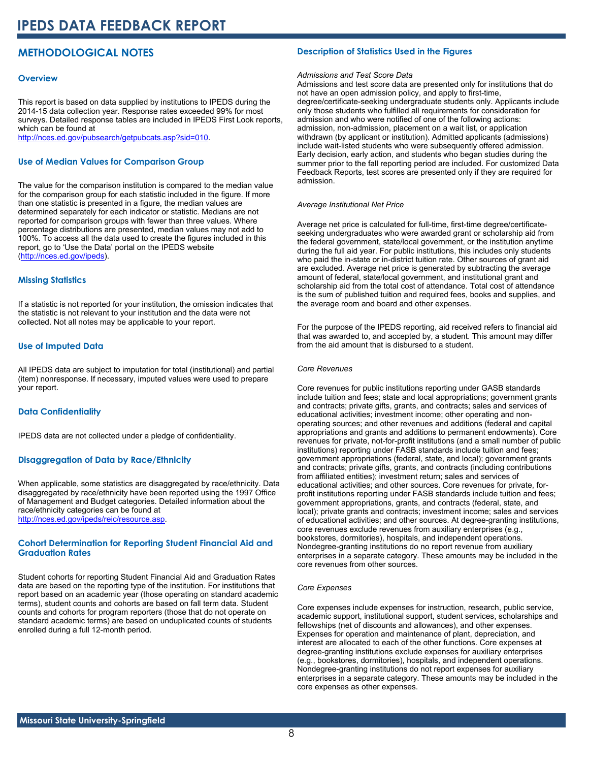# METHODOLOGICAL NOTES

## Overview

This report is based on data supplied by institutions to IPEDS during the 2014-15 data collection year. Response rates exceeded 99% for most surveys. Detailed response tables are included in IPEDS First Look reports, which can be found at http://nces.ed.gov/pubsearch/getpubcats.asp?sid=010.

## Use of Median Values for Comparison Group

The value for the comparison institution is compared to the median value for the comparison group for each statistic included in the figure. If more than one statistic is presented in a figure, the median values are determined separately for each indicator or statistic. Medians are not reported for comparison groups with fewer than three values. Where percentage distributions are presented, median values may not add to 100%. To access all the data used to create the figures included in this report, go to 'Use the Data' portal on the IPEDS website (http://nces.ed.gov/ipeds).

## Missing Statistics

If a statistic is not reported for your institution, the omission indicates that the statistic is not relevant to your institution and the data were not collected. Not all notes may be applicable to your report.

## Use of Imputed Data

All IPEDS data are subject to imputation for total (institutional) and partial (item) nonresponse. If necessary, imputed values were used to prepare your report.

## Data Confidentiality

IPEDS data are not collected under a pledge of confidentiality.

## Disaggregation of Data by Race/Ethnicity

When applicable, some statistics are disaggregated by race/ethnicity. Data disaggregated by race/ethnicity have been reported using the 1997 Office of Management and Budget categories. Detailed information about the race/ethnicity categories can be found at http://nces.ed.gov/ipeds/reic/resource.asp.

## Cohort Determination for Reporting Student Financial Aid and Graduation Rates

Student cohorts for reporting Student Financial Aid and Graduation Rates data are based on the reporting type of the institution. For institutions that report based on an academic year (those operating on standard academic terms), student counts and cohorts are based on fall term data. Student counts and cohorts for program reporters (those that do not operate on standard academic terms) are based on unduplicated counts of students enrolled during a full 12-month period.

## Description of Statistics Used in the Figures

*Admissions and Test Score Data*

Admissions and test score data are presented only for institutions that do not have an open admission policy, and apply to first-time, degree/certificate-seeking undergraduate students only. Applicants include only those students who fulfilled all requirements for consideration for admission and who were notified of one of the following actions: admission, non-admission, placement on a wait list, or application withdrawn (by applicant or institution). Admitted applicants (admissions) include wait-listed students who were subsequently offered admission. Early decision, early action, and students who began studies during the summer prior to the fall reporting period are included. For customized Data Feedback Reports, test scores are presented only if they are required for admission.

*Average Institutional Net Price*

Average net price is calculated for full-time, first-time degree/certificate-seeking undergraduates who were awarded grant or scholarship aid from the federal government, state/local government, or the institution anytime during the full aid year. For public institutions, this includes only students who paid the in-state or in-district tuition rate. Other sources of grant aid are excluded. Average net price is generated by subtracting the average amount of federal, state/local government, and institutional grant and scholarship aid from the total cost of attendance. Total cost of attendance is the sum of published tuition and required fees, books and supplies, and the average room and board and other expenses.

For the purpose of the IPEDS reporting, aid received refers to financial aid that was awarded to, and accepted by, a student. This amount may differ from the aid amount that is disbursed to a student.

*Core Revenues*

Core revenues for public institutions reporting under GASB standards include tuition and fees; state and local appropriations; government grants and contracts; private gifts, grants, and contracts; sales and services of educational activities; investment income; other operating and non-operating sources; and other revenues and additions (federal and capital appropriations and grants and additions to permanent endowments). Core revenues for private, not-for-profit institutions (and a small number of public institutions) reporting under FASB standards include tuition and fees; government appropriations (federal, state, and local); government grants and contracts; private gifts, grants, and contracts (including contributions from affiliated entities); investment return; sales and services of educational activities; and other sources. Core revenues for private, for-profit institutions reporting under FASB standards include tuition and fees; government appropriations, grants, and contracts (federal, state, and local); private grants and contracts; investment income; sales and services of educational activities; and other sources. At degree-granting institutions, core revenues exclude revenues from auxiliary enterprises (e.g., bookstores, dormitories), hospitals, and independent operations. Nondegree-granting institutions do no report revenue from auxiliary enterprises in a separate category. These amounts may be included in the core revenues from other sources.

*Core Expenses*

Core expenses include expenses for instruction, research, public service, academic support, institutional support, student services, scholarships and fellowships (net of discounts and allowances), and other expenses. Expenses for operation and maintenance of plant, depreciation, and interest are allocated to each of the other functions. Core expenses at degree-granting institutions exclude expenses for auxiliary enterprises (e.g., bookstores, dormitories), hospitals, and independent operations. Nondegree-granting institutions do not report expenses for auxiliary enterprises in a separate category. These amounts may be included in the core expenses as other expenses.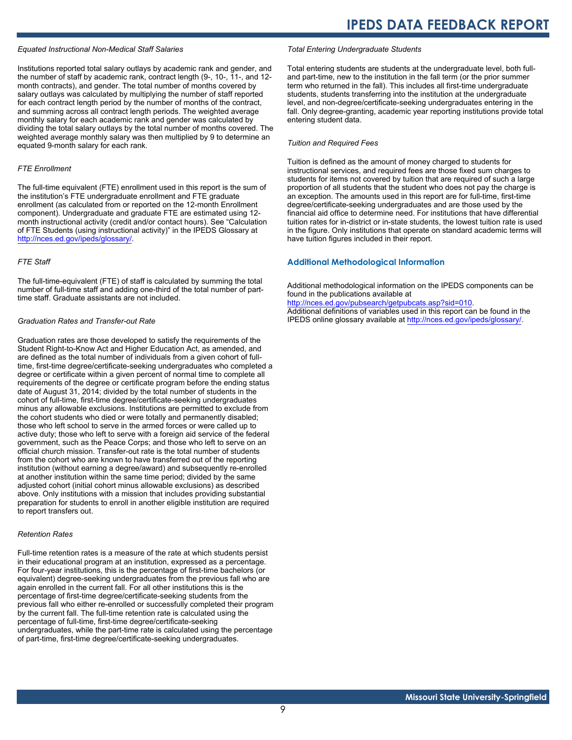*Equated Instructional Non-Medical Staff Salaries*

Institutions reported total salary outlays by academic rank and gender, and the number of staff by academic rank, contract length (9-, 10-, 11-, and 12-month contracts), and gender. The total number of months covered by salary outlays was calculated by multiplying the number of staff reported for each contract length period by the number of months of the contract, and summing across all contract length periods. The weighted average monthly salary for each academic rank and gender was calculated by dividing the total salary outlays by the total number of months covered. The weighted average monthly salary was then multiplied by 9 to determine an equated 9-month salary for each rank.

*FTE Enrollment*

The full-time equivalent (FTE) enrollment used in this report is the sum of the institution's FTE undergraduate enrollment and FTE graduate enrollment (as calculated from or reported on the 12-month Enrollment component). Undergraduate and graduate FTE are estimated using 12-month instructional activity (credit and/or contact hours). See "Calculation of FTE Students (using instructional activity)" in the IPEDS Glossary at http://nces.ed.gov/ipeds/glossary/.

*FTE Staff*

The full-time-equivalent (FTE) of staff is calculated by summing the total number of full-time staff and adding one-third of the total number of part-time staff. Graduate assistants are not included.

*Graduation Rates and Transfer-out Rate*

Graduation rates are those developed to satisfy the requirements of the Student Right-to-Know Act and Higher Education Act, as amended, and are defined as the total number of individuals from a given cohort of full-time, first-time degree/certificate-seeking undergraduates who completed a degree or certificate within a given percent of normal time to complete all requirements of the degree or certificate program before the ending status date of August 31, 2014; divided by the total number of students in the cohort of full-time, first-time degree/certificate-seeking undergraduates minus any allowable exclusions. Institutions are permitted to exclude from the cohort students who died or were totally and permanently disabled; those who left school to serve in the armed forces or were called up to active duty; those who left to serve with a foreign aid service of the federal government, such as the Peace Corps; and those who left to serve on an official church mission. Transfer-out rate is the total number of students from the cohort who are known to have transferred out of the reporting institution (without earning a degree/award) and subsequently re-enrolled at another institution within the same time period; divided by the same adjusted cohort (initial cohort minus allowable exclusions) as described above. Only institutions with a mission that includes providing substantial preparation for students to enroll in another eligible institution are required to report transfers out.

*Retention Rates*

Full-time retention rates is a measure of the rate at which students persist in their educational program at an institution, expressed as a percentage. For four-year institutions, this is the percentage of first-time bachelors (or equivalent) degree-seeking undergraduates from the previous fall who are again enrolled in the current fall. For all other institutions this is the percentage of first-time degree/certificate-seeking students from the previous fall who either re-enrolled or successfully completed their program by the current fall. The full-time retention rate is calculated using the percentage of full-time, first-time degree/certificate-seeking undergraduates, while the part-time rate is calculated using the percentage of part-time, first-time degree/certificate-seeking undergraduates.

*Total Entering Undergraduate Students*

Total entering students are students at the undergraduate level, both full- and part-time, new to the institution in the fall term (or the prior summer term who returned in the fall). This includes all first-time undergraduate students, students transferring into the institution at the undergraduate level, and non-degree/certificate-seeking undergraduates entering in the fall. Only degree-granting, academic year reporting institutions provide total entering student data.

*Tuition and Required Fees*

Tuition is defined as the amount of money charged to students for instructional services, and required fees are those fixed sum charges to students for items not covered by tuition that are required of such a large proportion of all students that the student who does not pay the charge is an exception. The amounts used in this report are for full-time, first-time degree/certificate-seeking undergraduates and are those used by the financial aid office to determine need. For institutions that have differential tuition rates for in-district or in-state students, the lowest tuition rate is used in the figure. Only institutions that operate on standard academic terms will have tuition figures included in their report.

## Additional Methodological Information

Additional methodological information on the IPEDS components can be found in the publications available at http://nces.ed.gov/pubsearch/getpubcats.asp?sid=010.
Additional definitions of variables used in this report can be found in the IPEDS online glossary available at http://nces.ed.gov/ipeds/glossary/.